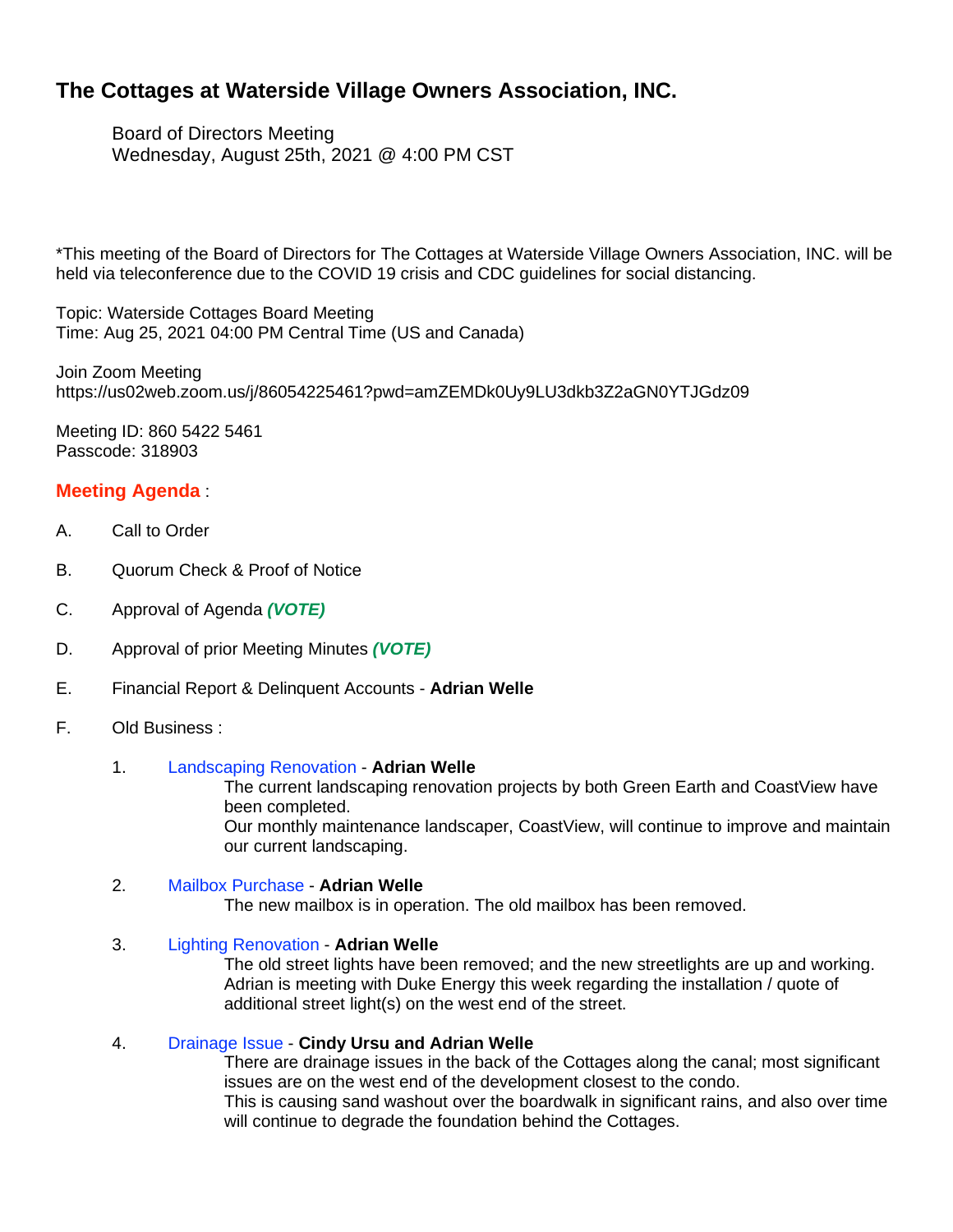# The Cottages at Waterside Village Owners Association, INC.

Board of Directors Meeting
Wednesday, August 25th, 2021 @ 4:00 PM CST

*This meeting of the Board of Directors for The Cottages at Waterside Village Owners Association, INC. will be held via teleconference due to the COVID 19 crisis and CDC guidelines for social distancing.

Topic: Waterside Cottages Board Meeting
Time: Aug 25, 2021 04:00 PM Central Time (US and Canada)

Join Zoom Meeting
https://us02web.zoom.us/j/86054225461?pwd=amZEMDk0Uy9LU3dkb3Z2aGN0YTJGdz09

Meeting ID: 860 5422 5461
Passcode: 318903

## Meeting Agenda :

A. Call to Order

B. Quorum Check & Proof of Notice

C. Approval of Agenda ***(VOTE)***

D. Approval of prior Meeting Minutes ***(VOTE)***

E. Financial Report & Delinquent Accounts - **Adrian Welle**

F. Old Business :

1. Landscaping Renovation - **Adrian Welle**
   The current landscaping renovation projects by both Green Earth and CoastView have been completed.
   Our monthly maintenance landscaper, CoastView, will continue to improve and maintain our current landscaping.

2. Mailbox Purchase - **Adrian Welle**
   The new mailbox is in operation. The old mailbox has been removed.

3. Lighting Renovation - **Adrian Welle**
   The old street lights have been removed; and the new streetlights are up and working.
   Adrian is meeting with Duke Energy this week regarding the installation / quote of additional street light(s) on the west end of the street.

4. Drainage Issue - **Cindy Ursu and Adrian Welle**
   There are drainage issues in the back of the Cottages along the canal; most significant issues are on the west end of the development closest to the condo.
   This is causing sand washout over the boardwalk in significant rains, and also over time will continue to degrade the foundation behind the Cottages.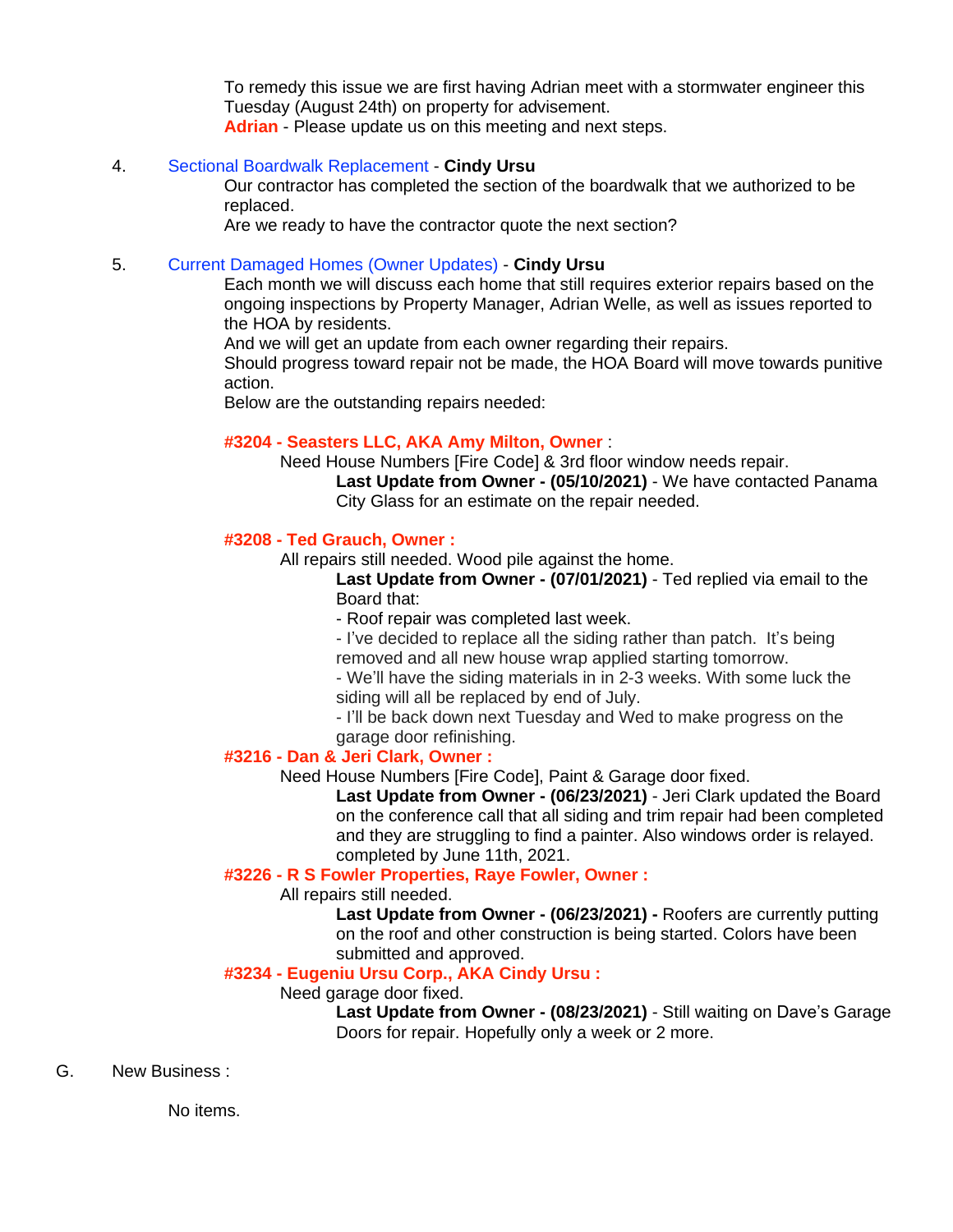To remedy this issue we are first having Adrian meet with a stormwater engineer this Tuesday (August 24th) on property for advisement.
**Adrian** - Please update us on this meeting and next steps.

4. Sectional Boardwalk Replacement - **Cindy Ursu**

   Our contractor has completed the section of the boardwalk that we authorized to be replaced.
   Are we ready to have the contractor quote the next section?

5. Current Damaged Homes (Owner Updates) - **Cindy Ursu**

   Each month we will discuss each home that still requires exterior repairs based on the ongoing inspections by Property Manager, Adrian Welle, as well as issues reported to the HOA by residents.
   And we will get an update from each owner regarding their repairs.
   Should progress toward repair not be made, the HOA Board will move towards punitive action.
   Below are the outstanding repairs needed:

   **#3204 - Seasters LLC, AKA Amy Milton, Owner** :

   Need House Numbers [Fire Code] & 3rd floor window needs repair.

   **Last Update from Owner - (05/10/2021)** - We have contacted Panama City Glass for an estimate on the repair needed.

   **#3208 - Ted Grauch, Owner :**

   All repairs still needed. Wood pile against the home.

   **Last Update from Owner - (07/01/2021)** - Ted replied via email to the Board that:
   - Roof repair was completed last week.
   - I've decided to replace all the siding rather than patch. It's being removed and all new house wrap applied starting tomorrow.
   - We'll have the siding materials in in 2-3 weeks. With some luck the siding will all be replaced by end of July.
   - I'll be back down next Tuesday and Wed to make progress on the garage door refinishing.

   **#3216 - Dan & Jeri Clark, Owner :**

   Need House Numbers [Fire Code], Paint & Garage door fixed.

   **Last Update from Owner - (06/23/2021)** - Jeri Clark updated the Board on the conference call that all siding and trim repair had been completed and they are struggling to find a painter. Also windows order is relayed. completed by June 11th, 2021.

   **#3226 - R S Fowler Properties, Raye Fowler, Owner :**

   All repairs still needed.

   **Last Update from Owner - (06/23/2021) -** Roofers are currently putting on the roof and other construction is being started. Colors have been submitted and approved.

   **#3234 - Eugeniu Ursu Corp., AKA Cindy Ursu :**

   Need garage door fixed.

   **Last Update from Owner - (08/23/2021)** - Still waiting on Dave's Garage Doors for repair. Hopefully only a week or 2 more.

G. New Business :

   No items.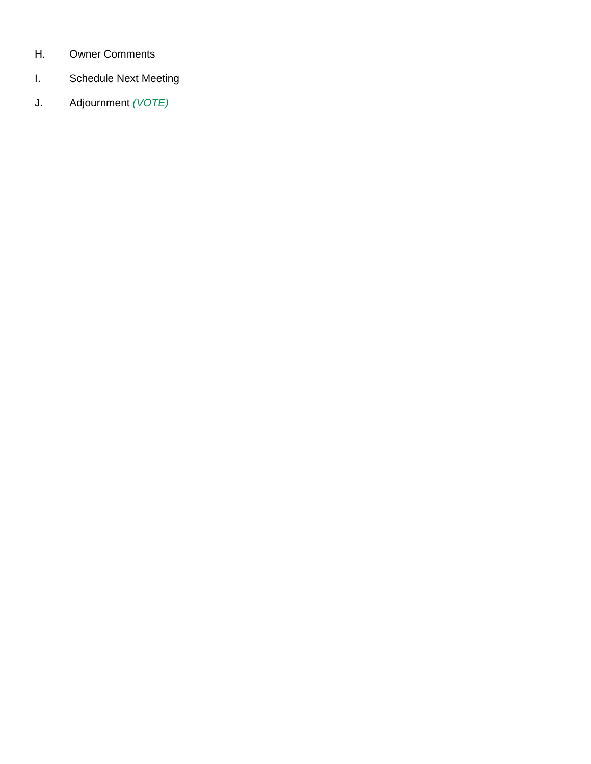H. Owner Comments

I. Schedule Next Meeting

J. Adjournment *(VOTE)*